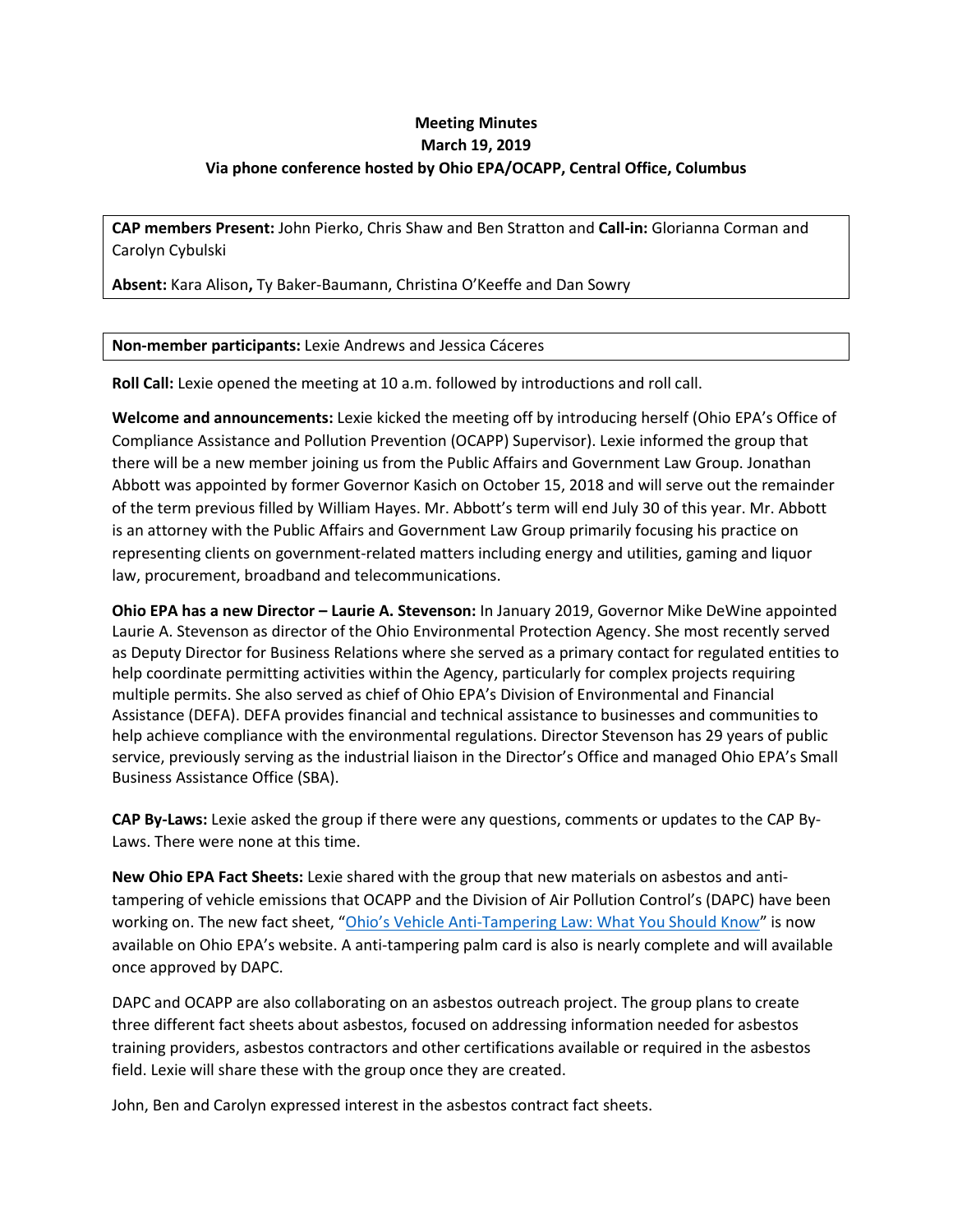**Meeting Minutes**
**March 19, 2019**
**Via phone conference hosted by Ohio EPA/OCAPP, Central Office, Columbus**

**CAP members Present:** John Pierko, Chris Shaw and Ben Stratton and **Call-in:** Glorianna Corman and Carolyn Cybulski

**Absent:** Kara Alison**,** Ty Baker-Baumann, Christina O'Keeffe and Dan Sowry

**Non-member participants:** Lexie Andrews and Jessica Cáceres

**Roll Call:** Lexie opened the meeting at 10 a.m. followed by introductions and roll call.

**Welcome and announcements:** Lexie kicked the meeting off by introducing herself (Ohio EPA's Office of Compliance Assistance and Pollution Prevention (OCAPP) Supervisor). Lexie informed the group that there will be a new member joining us from the Public Affairs and Government Law Group. Jonathan Abbott was appointed by former Governor Kasich on October 15, 2018 and will serve out the remainder of the term previous filled by William Hayes. Mr. Abbott's term will end July 30 of this year. Mr. Abbott is an attorney with the Public Affairs and Government Law Group primarily focusing his practice on representing clients on government-related matters including energy and utilities, gaming and liquor law, procurement, broadband and telecommunications.

**Ohio EPA has a new Director – Laurie A. Stevenson:** In January 2019, Governor Mike DeWine appointed Laurie A. Stevenson as director of the Ohio Environmental Protection Agency. She most recently served as Deputy Director for Business Relations where she served as a primary contact for regulated entities to help coordinate permitting activities within the Agency, particularly for complex projects requiring multiple permits. She also served as chief of Ohio EPA's Division of Environmental and Financial Assistance (DEFA). DEFA provides financial and technical assistance to businesses and communities to help achieve compliance with the environmental regulations. Director Stevenson has 29 years of public service, previously serving as the industrial liaison in the Director's Office and managed Ohio EPA's Small Business Assistance Office (SBA).

**CAP By-Laws:** Lexie asked the group if there were any questions, comments or updates to the CAP By-Laws. There were none at this time.

**New Ohio EPA Fact Sheets:** Lexie shared with the group that new materials on asbestos and anti-tampering of vehicle emissions that OCAPP and the Division of Air Pollution Control's (DAPC) have been working on. The new fact sheet, "Ohio's Vehicle Anti-Tampering Law: What You Should Know" is now available on Ohio EPA's website. A anti-tampering palm card is also is nearly complete and will available once approved by DAPC.

DAPC and OCAPP are also collaborating on an asbestos outreach project. The group plans to create three different fact sheets about asbestos, focused on addressing information needed for asbestos training providers, asbestos contractors and other certifications available or required in the asbestos field. Lexie will share these with the group once they are created.

John, Ben and Carolyn expressed interest in the asbestos contract fact sheets.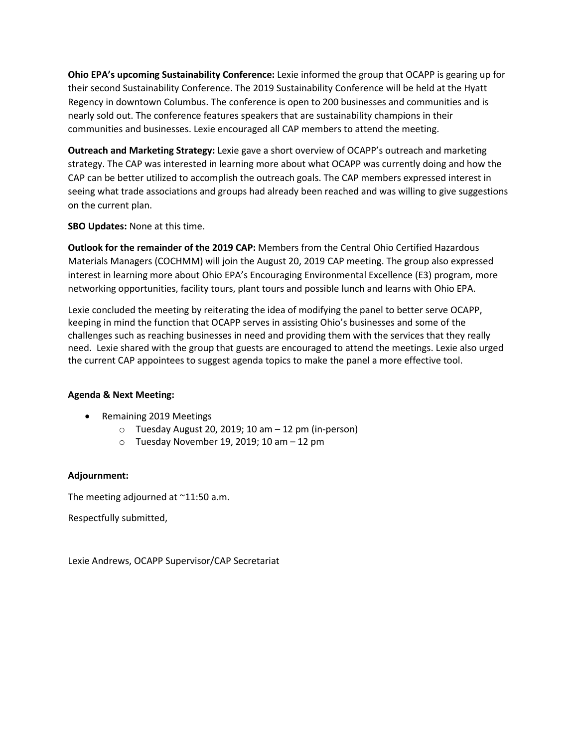**Ohio EPA's upcoming Sustainability Conference:** Lexie informed the group that OCAPP is gearing up for their second Sustainability Conference. The 2019 Sustainability Conference will be held at the Hyatt Regency in downtown Columbus. The conference is open to 200 businesses and communities and is nearly sold out. The conference features speakers that are sustainability champions in their communities and businesses. Lexie encouraged all CAP members to attend the meeting.

**Outreach and Marketing Strategy:** Lexie gave a short overview of OCAPP's outreach and marketing strategy. The CAP was interested in learning more about what OCAPP was currently doing and how the CAP can be better utilized to accomplish the outreach goals. The CAP members expressed interest in seeing what trade associations and groups had already been reached and was willing to give suggestions on the current plan.

**SBO Updates:** None at this time.

**Outlook for the remainder of the 2019 CAP:** Members from the Central Ohio Certified Hazardous Materials Managers (COCHMM) will join the August 20, 2019 CAP meeting. The group also expressed interest in learning more about Ohio EPA's Encouraging Environmental Excellence (E3) program, more networking opportunities, facility tours, plant tours and possible lunch and learns with Ohio EPA.

Lexie concluded the meeting by reiterating the idea of modifying the panel to better serve OCAPP, keeping in mind the function that OCAPP serves in assisting Ohio's businesses and some of the challenges such as reaching businesses in need and providing them with the services that they really need. Lexie shared with the group that guests are encouraged to attend the meetings. Lexie also urged the current CAP appointees to suggest agenda topics to make the panel a more effective tool.

**Agenda & Next Meeting:**

- Remaining 2019 Meetings
  - Tuesday August 20, 2019; 10 am – 12 pm (in-person)
  - Tuesday November 19, 2019; 10 am – 12 pm

**Adjournment:**

The meeting adjourned at ~11:50 a.m.

Respectfully submitted,

Lexie Andrews, OCAPP Supervisor/CAP Secretariat